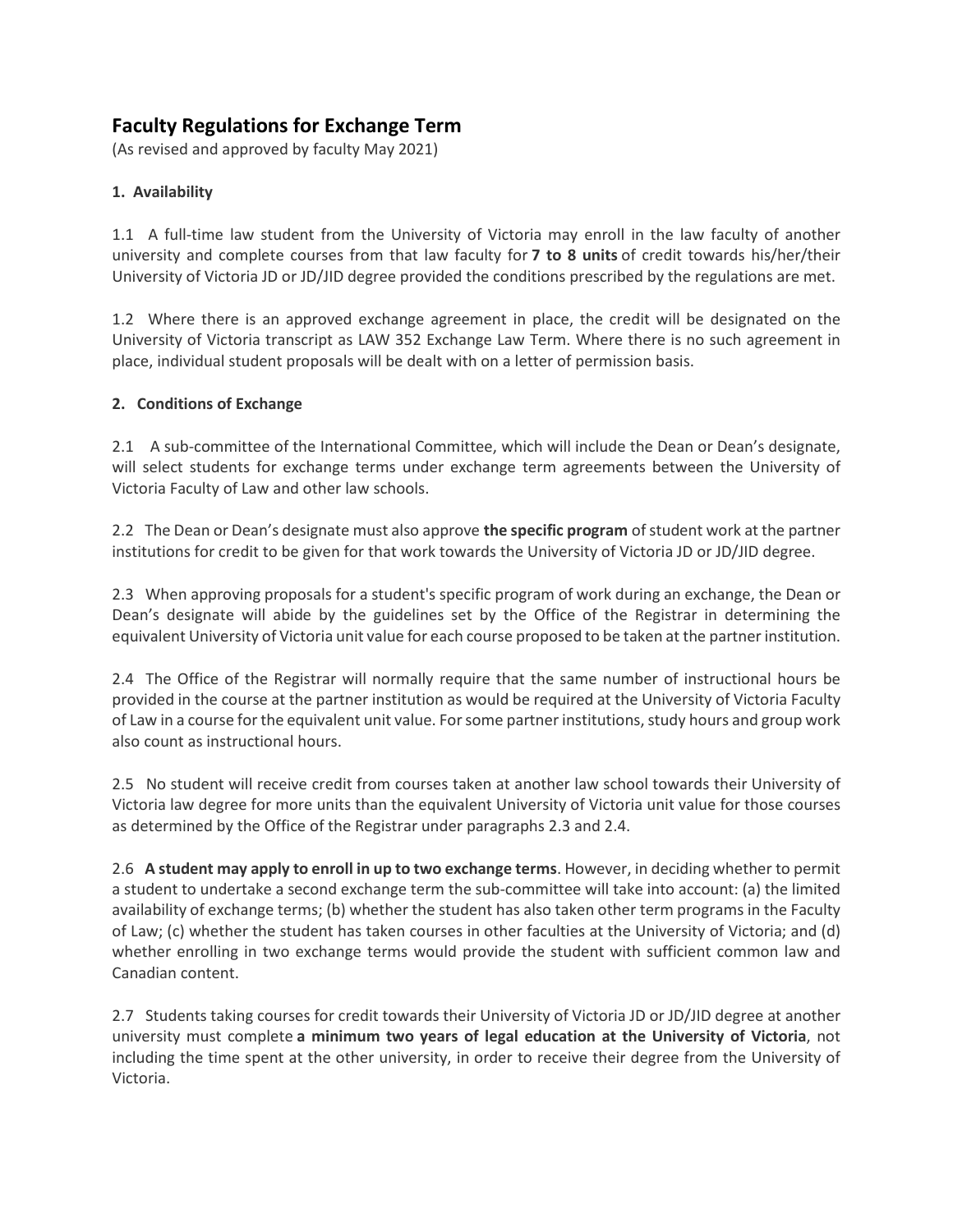## Faculty Regulations for Exchange Term

(As revised and approved by faculty May 2021)

### 1. Availability

1.1 A full-time law student from the University of Victoria may enroll in the law faculty of another university and complete courses from that law faculty for **7 to 8 units** of credit towards his/her/their University of Victoria JD or JD/JID degree provided the conditions prescribed by the regulations are met.

1.2 Where there is an approved exchange agreement in place, the credit will be designated on the University of Victoria transcript as LAW 352 Exchange Law Term. Where there is no such agreement in place, individual student proposals will be dealt with on a letter of permission basis.

### 2. Conditions of Exchange

2.1 A sub-committee of the International Committee, which will include the Dean or Dean's designate, will select students for exchange terms under exchange term agreements between the University of Victoria Faculty of Law and other law schools.

2.2 The Dean or Dean's designate must also approve **the specific program** of student work at the partner institutions for credit to be given for that work towards the University of Victoria JD or JD/JID degree.

2.3 When approving proposals for a student's specific program of work during an exchange, the Dean or Dean's designate will abide by the guidelines set by the Office of the Registrar in determining the equivalent University of Victoria unit value for each course proposed to be taken at the partner institution.

2.4 The Office of the Registrar will normally require that the same number of instructional hours be provided in the course at the partner institution as would be required at the University of Victoria Faculty of Law in a course for the equivalent unit value. For some partner institutions, study hours and group work also count as instructional hours.

2.5 No student will receive credit from courses taken at another law school towards their University of Victoria law degree for more units than the equivalent University of Victoria unit value for those courses as determined by the Office of the Registrar under paragraphs 2.3 and 2.4.

2.6 **A student may apply to enroll in up to two exchange terms**. However, in deciding whether to permit a student to undertake a second exchange term the sub-committee will take into account: (a) the limited availability of exchange terms; (b) whether the student has also taken other term programs in the Faculty of Law; (c) whether the student has taken courses in other faculties at the University of Victoria; and (d) whether enrolling in two exchange terms would provide the student with sufficient common law and Canadian content.

2.7 Students taking courses for credit towards their University of Victoria JD or JD/JID degree at another university must complete **a minimum two years of legal education at the University of Victoria**, not including the time spent at the other university, in order to receive their degree from the University of Victoria.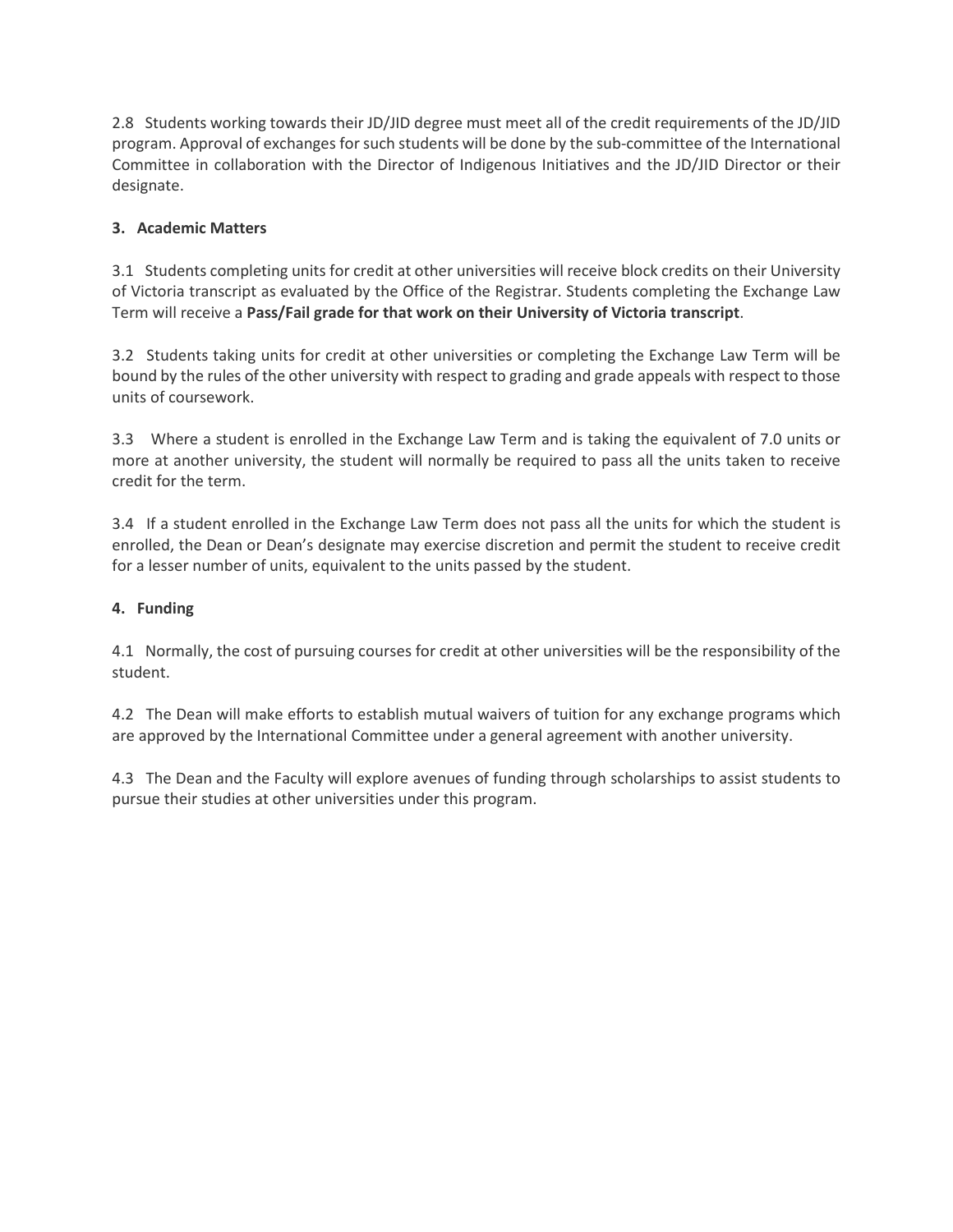2.8 Students working towards their JD/JID degree must meet all of the credit requirements of the JD/JID program. Approval of exchanges for such students will be done by the sub-committee of the International Committee in collaboration with the Director of Indigenous Initiatives and the JD/JID Director or their designate.

**3. Academic Matters**

3.1 Students completing units for credit at other universities will receive block credits on their University of Victoria transcript as evaluated by the Office of the Registrar. Students completing the Exchange Law Term will receive a **Pass/Fail grade for that work on their University of Victoria transcript**.

3.2 Students taking units for credit at other universities or completing the Exchange Law Term will be bound by the rules of the other university with respect to grading and grade appeals with respect to those units of coursework.

3.3 Where a student is enrolled in the Exchange Law Term and is taking the equivalent of 7.0 units or more at another university, the student will normally be required to pass all the units taken to receive credit for the term.

3.4 If a student enrolled in the Exchange Law Term does not pass all the units for which the student is enrolled, the Dean or Dean's designate may exercise discretion and permit the student to receive credit for a lesser number of units, equivalent to the units passed by the student.

**4. Funding**

4.1 Normally, the cost of pursuing courses for credit at other universities will be the responsibility of the student.

4.2 The Dean will make efforts to establish mutual waivers of tuition for any exchange programs which are approved by the International Committee under a general agreement with another university.

4.3 The Dean and the Faculty will explore avenues of funding through scholarships to assist students to pursue their studies at other universities under this program.